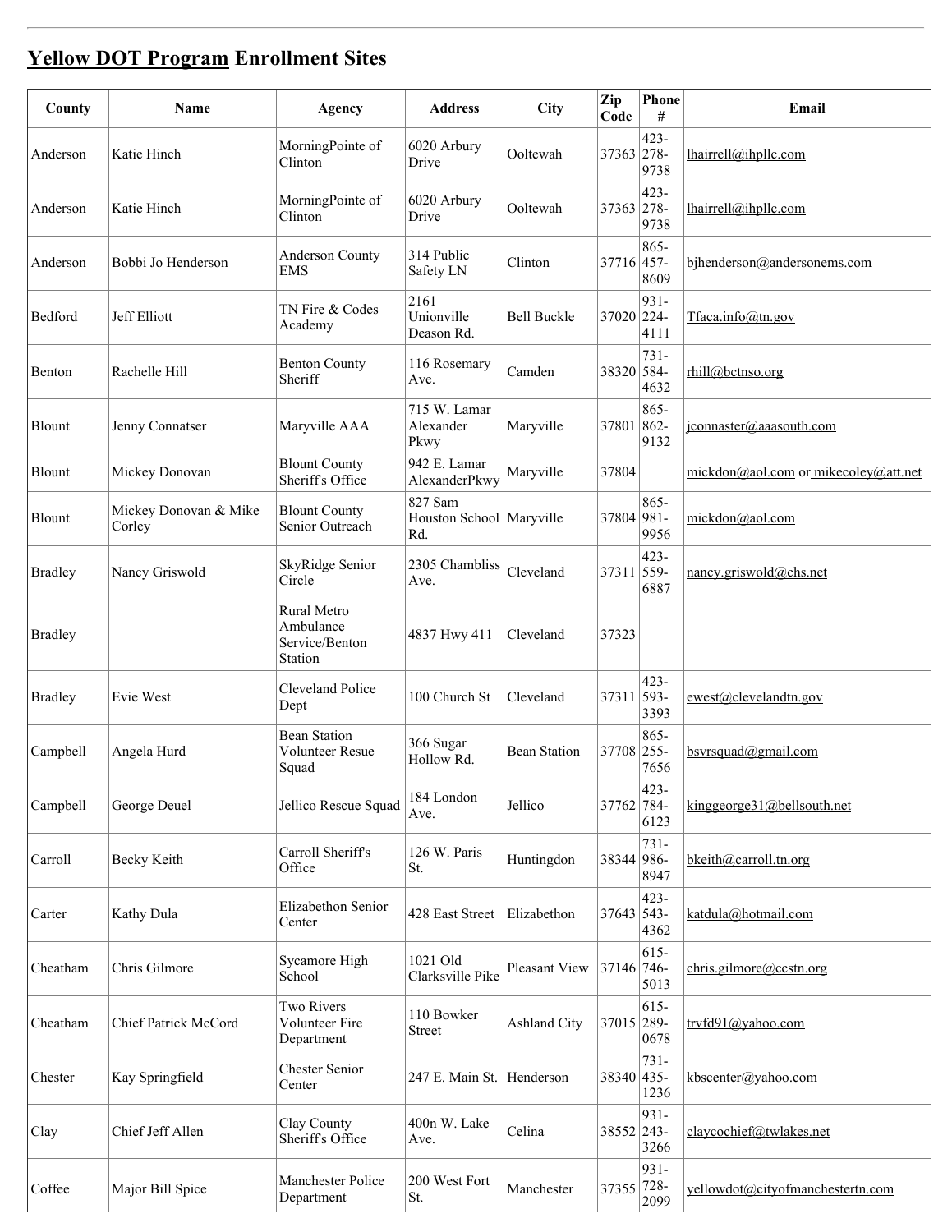## Yellow DOT Program Enrollment Sites

| County | Name | Agency | Address | City | Zip Code | Phone # | Email |
|---|---|---|---|---|---|---|---|
| Anderson | Katie Hinch | MorningPointe of Clinton | 6020 Arbury Drive | Ooltewah | 37363 | 423-278-9738 | lhairrell@ihpllc.com |
| Anderson | Katie Hinch | MorningPointe of Clinton | 6020 Arbury Drive | Ooltewah | 37363 | 423-278-9738 | lhairrell@ihpllc.com |
| Anderson | Bobbi Jo Henderson | Anderson County EMS | 314 Public Safety LN | Clinton | 37716 | 865-457-8609 | bjhenderson@andersonems.com |
| Bedford | Jeff Elliott | TN Fire & Codes Academy | 2161 Unionville Deason Rd. | Bell Buckle | 37020 | 931-224-4111 | Tfaca.info@tn.gov |
| Benton | Rachelle Hill | Benton County Sheriff | 116 Rosemary Ave. | Camden | 38320 | 731-584-4632 | rhill@bctnso.org |
| Blount | Jenny Connatser | Maryville AAA | 715 W. Lamar Alexander Pkwy | Maryville | 37801 | 865-862-9132 | jconnaster@aaasouth.com |
| Blount | Mickey Donovan | Blount County Sheriff's Office | 942 E. Lamar AlexanderPkwy | Maryville | 37804 | | mickdon@aol.com or mikecoley@att.net |
| Blount | Mickey Donovan & Mike Corley | Blount County Senior Outreach | 827 Sam Houston School Rd. | Maryville | 37804 | 865-981-9956 | mickdon@aol.com |
| Bradley | Nancy Griswold | SkyRidge Senior Circle | 2305 Chambliss Ave. | Cleveland | 37311 | 423-559-6887 | nancy.griswold@chs.net |
| Bradley | | Rural Metro Ambulance Service/Benton Station | 4837 Hwy 411 | Cleveland | 37323 | | |
| Bradley | Evie West | Cleveland Police Dept | 100 Church St | Cleveland | 37311 | 423-593-3393 | ewest@clevelandtn.gov |
| Campbell | Angela Hurd | Bean Station Volunteer Resue Squad | 366 Sugar Hollow Rd. | Bean Station | 37708 | 865-255-7656 | bsvrsquad@gmail.com |
| Campbell | George Deuel | Jellico Rescue Squad | 184 London Ave. | Jellico | 37762 | 423-784-6123 | kinggeorge31@bellsouth.net |
| Carroll | Becky Keith | Carroll Sheriff's Office | 126 W. Paris St. | Huntingdon | 38344 | 731-986-8947 | bkeith@carroll.tn.org |
| Carter | Kathy Dula | Elizabethon Senior Center | 428 East Street | Elizabethon | 37643 | 423-543-4362 | katdula@hotmail.com |
| Cheatham | Chris Gilmore | Sycamore High School | 1021 Old Clarksville Pike | Pleasant View | 37146 | 615-746-5013 | chris.gilmore@ccstn.org |
| Cheatham | Chief Patrick McCord | Two Rivers Volunteer Fire Department | 110 Bowker Street | Ashland City | 37015 | 615-289-0678 | trvfd91@yahoo.com |
| Chester | Kay Springfield | Chester Senior Center | 247 E. Main St. | Henderson | 38340 | 731-435-1236 | kbscenter@yahoo.com |
| Clay | Chief Jeff Allen | Clay County Sheriff's Office | 400n W. Lake Ave. | Celina | 38552 | 931-243-3266 | claycochief@twlakes.net |
| Coffee | Major Bill Spice | Manchester Police Department | 200 West Fort St. | Manchester | 37355 | 931-728-2099 | yellowdot@cityofmanchestertn.com |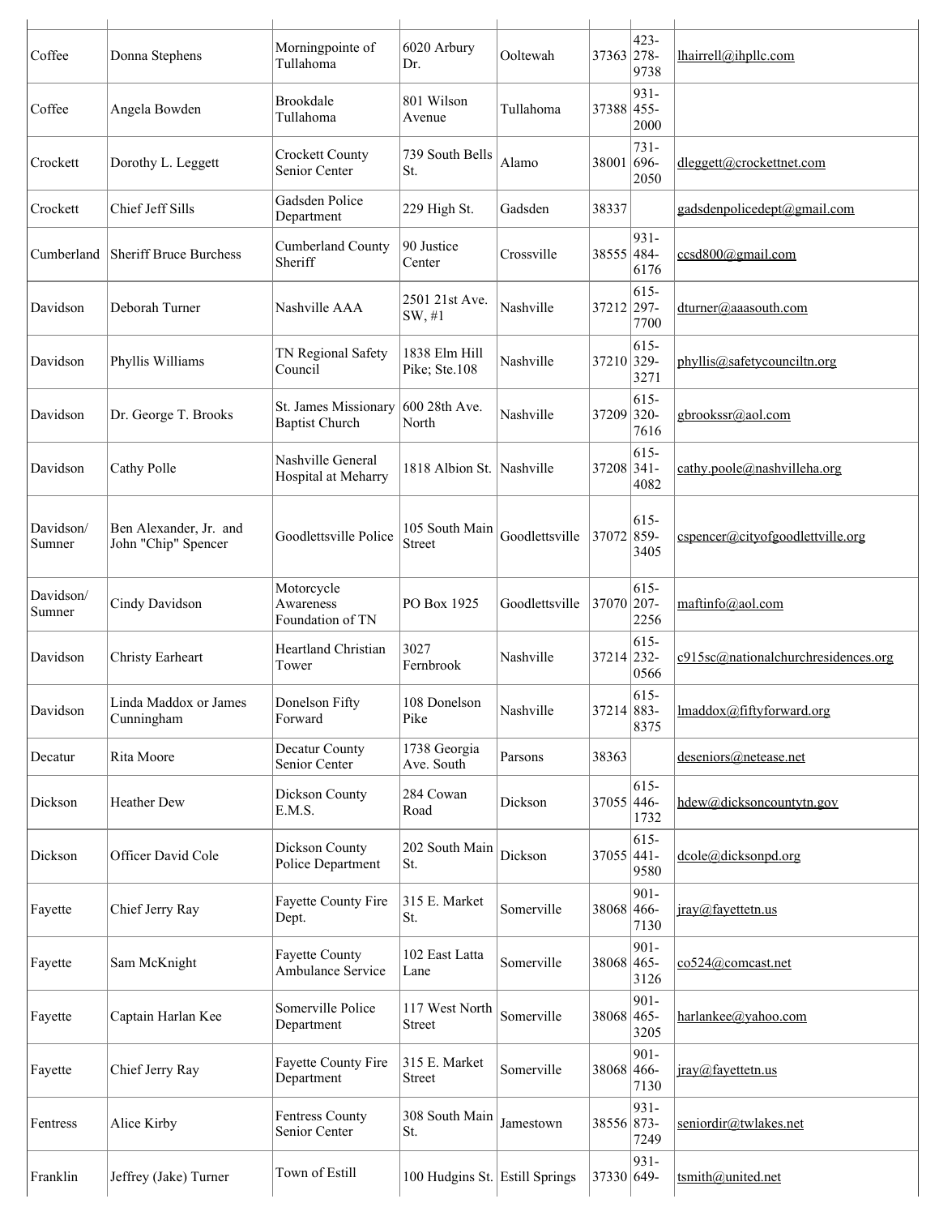| | | | | | | | |
|---|---|---|---|---|---|---|---|
| Coffee | Donna Stephens | Morningpointe of Tullahoma | 6020 Arbury Dr. | Ooltewah | 37363 | 423-278-9738 | lhairrell@ihpllc.com |
| Coffee | Angela Bowden | Brookdale Tullahoma | 801 Wilson Avenue | Tullahoma | 37388 | 931-455-2000 | |
| Crockett | Dorothy L. Leggett | Crockett County Senior Center | 739 South Bells St. | Alamo | 38001 | 731-696-2050 | dleggett@crockettnet.com |
| Crockett | Chief Jeff Sills | Gadsden Police Department | 229 High St. | Gadsden | 38337 | | gadsdenpolicedept@gmail.com |
| Cumberland | Sheriff Bruce Burchess | Cumberland County Sheriff | 90 Justice Center | Crossville | 38555 | 931-484-6176 | ccsd800@gmail.com |
| Davidson | Deborah Turner | Nashville AAA | 2501 21st Ave. SW, #1 | Nashville | 37212 | 615-297-7700 | dturner@aaasouth.com |
| Davidson | Phyllis Williams | TN Regional Safety Council | 1838 Elm Hill Pike; Ste.108 | Nashville | 37210 | 615-329-3271 | phyllis@safetycounciltn.org |
| Davidson | Dr. George T. Brooks | St. James Missionary Baptist Church | 600 28th Ave. North | Nashville | 37209 | 615-320-7616 | gbrookssr@aol.com |
| Davidson | Cathy Polle | Nashville General Hospital at Meharry | 1818 Albion St. | Nashville | 37208 | 615-341-4082 | cathy.poole@nashvilleha.org |
| Davidson/ Sumner | Ben Alexander, Jr. and John "Chip" Spencer | Goodlettsville Police | 105 South Main Street | Goodlettsville | 37072 | 615-859-3405 | cspencer@cityofgoodlettville.org |
| Davidson/ Sumner | Cindy Davidson | Motorcycle Awareness Foundation of TN | PO Box 1925 | Goodlettsville | 37070 | 615-207-2256 | maftinfo@aol.com |
| Davidson | Christy Earheart | Heartland Christian Tower | 3027 Fernbrook | Nashville | 37214 | 615-232-0566 | c915sc@nationalchurchresidences.org |
| Davidson | Linda Maddox or James Cunningham | Donelson Fifty Forward | 108 Donelson Pike | Nashville | 37214 | 615-883-8375 | lmaddox@fiftyforward.org |
| Decatur | Rita Moore | Decatur County Senior Center | 1738 Georgia Ave. South | Parsons | 38363 | | deseniors@netease.net |
| Dickson | Heather Dew | Dickson County E.M.S. | 284 Cowan Road | Dickson | 37055 | 615-446-1732 | hdew@dicksoncountytn.gov |
| Dickson | Officer David Cole | Dickson County Police Department | 202 South Main St. | Dickson | 37055 | 615-441-9580 | dcole@dicksonpd.org |
| Fayette | Chief Jerry Ray | Fayette County Fire Dept. | 315 E. Market St. | Somerville | 38068 | 901-466-7130 | jray@fayettetn.us |
| Fayette | Sam McKnight | Fayette County Ambulance Service | 102 East Latta Lane | Somerville | 38068 | 901-465-3126 | co524@comcast.net |
| Fayette | Captain Harlan Kee | Somerville Police Department | 117 West North Street | Somerville | 38068 | 901-465-3205 | harlankee@yahoo.com |
| Fayette | Chief Jerry Ray | Fayette County Fire Department | 315 E. Market Street | Somerville | 38068 | 901-466-7130 | jray@fayettetn.us |
| Fentress | Alice Kirby | Fentress County Senior Center | 308 South Main St. | Jamestown | 38556 | 931-873-7249 | seniordir@twlakes.net |
| Franklin | Jeffrey (Jake) Turner | Town of Estill | 100 Hudgins St. | Estill Springs | 37330 | 931-649- | tsmith@united.net |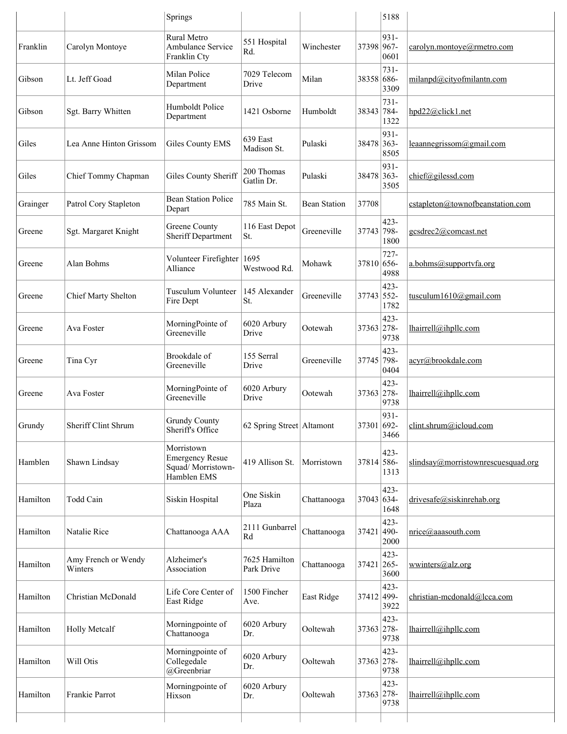| | | Springs | | | | 5188 | |
|---|---|---|---|---|---|---|---|
| Franklin | Carolyn Montoye | Rural Metro Ambulance Service Franklin Cty | 551 Hospital Rd. | Winchester | 37398 | 931-967-0601 | carolyn.montoye@rmetro.com |
| Gibson | Lt. Jeff Goad | Milan Police Department | 7029 Telecom Drive | Milan | 38358 | 731-686-3309 | milanpd@cityofmilantn.com |
| Gibson | Sgt. Barry Whitten | Humboldt Police Department | 1421 Osborne | Humboldt | 38343 | 731-784-1322 | hpd22@click1.net |
| Giles | Lea Anne Hinton Grissom | Giles County EMS | 639 East Madison St. | Pulaski | 38478 | 931-363-8505 | leaannegrissom@gmail.com |
| Giles | Chief Tommy Chapman | Giles County Sheriff | 200 Thomas Gatlin Dr. | Pulaski | 38478 | 931-363-3505 | chief@gilessd.com |
| Grainger | Patrol Cory Stapleton | Bean Station Police Depart | 785 Main St. | Bean Station | 37708 | | cstapleton@townofbeanstation.com |
| Greene | Sgt. Margaret Knight | Greene County Sheriff Department | 116 East Depot St. | Greeneville | 37743 | 423-798-1800 | gcsdrec2@comcast.net |
| Greene | Alan Bohms | Volunteer Firefighter Alliance | 1695 Westwood Rd. | Mohawk | 37810 | 727-656-4988 | a.bohms@supportvfa.org |
| Greene | Chief Marty Shelton | Tusculum Volunteer Fire Dept | 145 Alexander St. | Greeneville | 37743 | 423-552-1782 | tusculum1610@gmail.com |
| Greene | Ava Foster | MorningPointe of Greeneville | 6020 Arbury Drive | Ootewah | 37363 | 423-278-9738 | lhairrell@ihpllc.com |
| Greene | Tina Cyr | Brookdale of Greeneville | 155 Serral Drive | Greeneville | 37745 | 423-798-0404 | acyr@brookdale.com |
| Greene | Ava Foster | MorningPointe of Greeneville | 6020 Arbury Drive | Ootewah | 37363 | 423-278-9738 | lhairrell@ihpllc.com |
| Grundy | Sheriff Clint Shrum | Grundy County Sheriff's Office | 62 Spring Street | Altamont | 37301 | 931-692-3466 | clint.shrum@icloud.com |
| Hamblen | Shawn Lindsay | Morristown Emergency Resue Squad/ Morristown-Hamblen EMS | 419 Allison St. | Morristown | 37814 | 423-586-1313 | slindsay@morristownrescuesquad.org |
| Hamilton | Todd Cain | Siskin Hospital | One Siskin Plaza | Chattanooga | 37043 | 423-634-1648 | drivesafe@siskinrehab.org |
| Hamilton | Natalie Rice | Chattanooga AAA | 2111 Gunbarrel Rd | Chattanooga | 37421 | 423-490-2000 | nrice@aaasouth.com |
| Hamilton | Amy French or Wendy Winters | Alzheimer's Association | 7625 Hamilton Park Drive | Chattanooga | 37421 | 423-265-3600 | wwinters@alz.org |
| Hamilton | Christian McDonald | Life Core Center of East Ridge | 1500 Fincher Ave. | East Ridge | 37412 | 423-499-3922 | christian-mcdonald@lcca.com |
| Hamilton | Holly Metcalf | Morningpointe of Chattanooga | 6020 Arbury Dr. | Ooltewah | 37363 | 423-278-9738 | lhairrell@ihpllc.com |
| Hamilton | Will Otis | Morningpointe of Collegedale @Greenbriar | 6020 Arbury Dr. | Ooltewah | 37363 | 423-278-9738 | lhairrell@ihpllc.com |
| Hamilton | Frankie Parrot | Morningpointe of Hixson | 6020 Arbury Dr. | Ooltewah | 37363 | 423-278-9738 | lhairrell@ihpllc.com |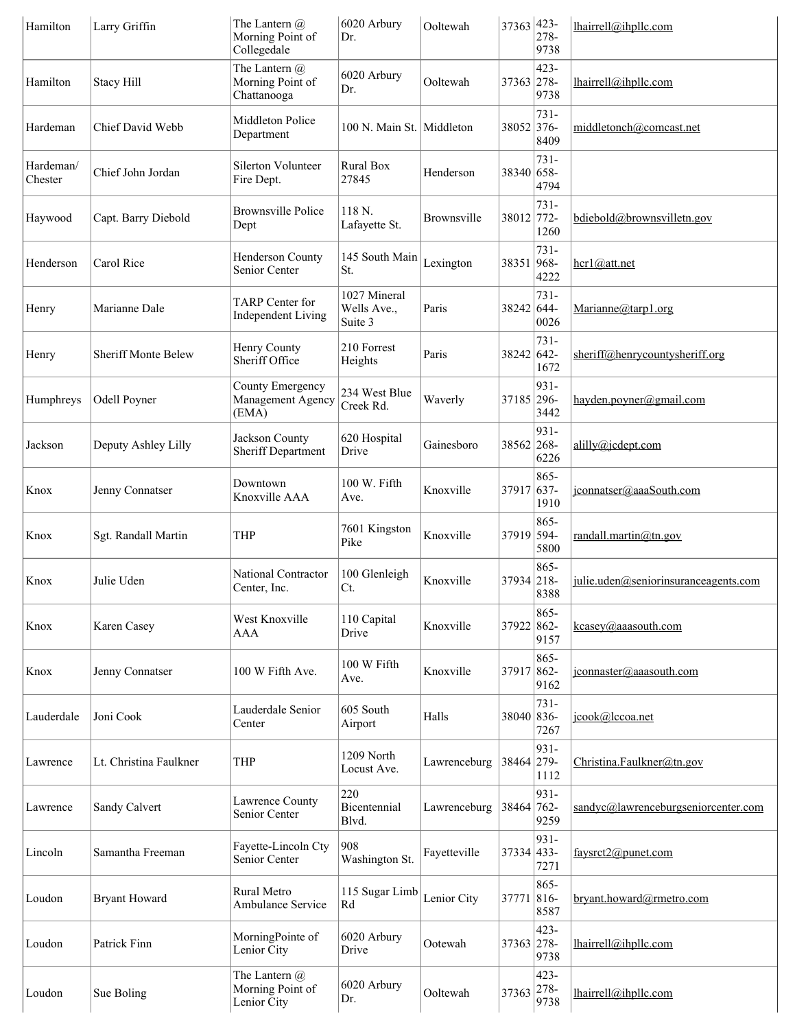| Hamilton | Larry Griffin | The Lantern @ Morning Point of Collegedale | 6020 Arbury Dr. | Ooltewah | 37363 | 423-278-9738 | lhairrell@ihpllc.com |
|---|---|---|---|---|---|---|---|
| Hamilton | Stacy Hill | The Lantern @ Morning Point of Chattanooga | 6020 Arbury Dr. | Ooltewah | 37363 | 423-278-9738 | lhairrell@ihpllc.com |
| Hardeman | Chief David Webb | Middleton Police Department | 100 N. Main St. | Middleton | 38052 | 731-376-8409 | middletonch@comcast.net |
| Hardeman/ Chester | Chief John Jordan | Silerton Volunteer Fire Dept. | Rural Box 27845 | Henderson | 38340 | 731-658-4794 | |
| Haywood | Capt. Barry Diebold | Brownsville Police Dept | 118 N. Lafayette St. | Brownsville | 38012 | 731-772-1260 | bdiebold@brownsvilletn.gov |
| Henderson | Carol Rice | Henderson County Senior Center | 145 South Main St. | Lexington | 38351 | 731-968-4222 | hcr1@att.net |
| Henry | Marianne Dale | TARP Center for Independent Living | 1027 Mineral Wells Ave., Suite 3 | Paris | 38242 | 731-644-0026 | Marianne@tarp1.org |
| Henry | Sheriff Monte Belew | Henry County Sheriff Office | 210 Forrest Heights | Paris | 38242 | 731-642-1672 | sheriff@henrycountysheriff.org |
| Humphreys | Odell Poyner | County Emergency Management Agency (EMA) | 234 West Blue Creek Rd. | Waverly | 37185 | 931-296-3442 | hayden.poyner@gmail.com |
| Jackson | Deputy Ashley Lilly | Jackson County Sheriff Department | 620 Hospital Drive | Gainesboro | 38562 | 931-268-6226 | alilly@jcdept.com |
| Knox | Jenny Connatser | Downtown Knoxville AAA | 100 W. Fifth Ave. | Knoxville | 37917 | 865-637-1910 | jconnatser@aaaSouth.com |
| Knox | Sgt. Randall Martin | THP | 7601 Kingston Pike | Knoxville | 37919 | 865-594-5800 | randall.martin@tn.gov |
| Knox | Julie Uden | National Contractor Center, Inc. | 100 Glenleigh Ct. | Knoxville | 37934 | 865-218-8388 | julie.uden@seniorinsuranceagents.com |
| Knox | Karen Casey | West Knoxville AAA | 110 Capital Drive | Knoxville | 37922 | 865-862-9157 | kcasey@aaasouth.com |
| Knox | Jenny Connatser | 100 W Fifth Ave. | 100 W Fifth Ave. | Knoxville | 37917 | 865-862-9162 | jconnaster@aaasouth.com |
| Lauderdale | Joni Cook | Lauderdale Senior Center | 605 South Airport | Halls | 38040 | 731-836-7267 | jcook@lccoa.net |
| Lawrence | Lt. Christina Faulkner | THP | 1209 North Locust Ave. | Lawrenceburg | 38464 | 931-279-1112 | Christina.Faulkner@tn.gov |
| Lawrence | Sandy Calvert | Lawrence County Senior Center | 220 Bicentennial Blvd. | Lawrenceburg | 38464 | 931-762-9259 | sandyc@lawrenceburgseniorcenter.com |
| Lincoln | Samantha Freeman | Fayette-Lincoln Cty Senior Center | 908 Washington St. | Fayetteville | 37334 | 931-433-7271 | faysrct2@punet.com |
| Loudon | Bryant Howard | Rural Metro Ambulance Service | 115 Sugar Limb Rd | Lenior City | 37771 | 865-816-8587 | bryant.howard@rmetro.com |
| Loudon | Patrick Finn | MorningPointe of Lenior City | 6020 Arbury Drive | Ootewah | 37363 | 423-278-9738 | lhairrell@ihpllc.com |
| Loudon | Sue Boling | The Lantern @ Morning Point of Lenior City | 6020 Arbury Dr. | Ooltewah | 37363 | 423-278-9738 | lhairrell@ihpllc.com |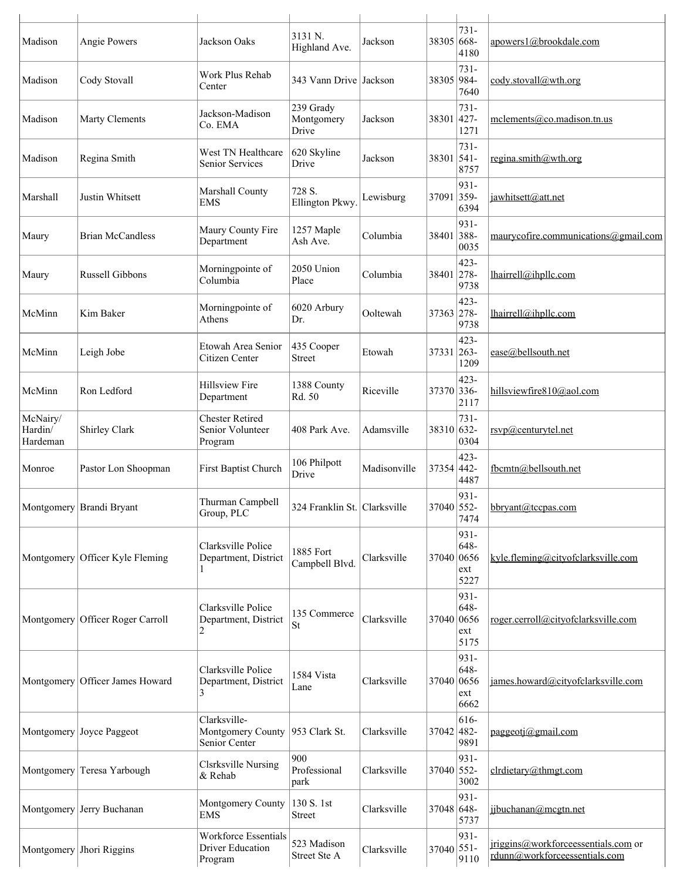| | | | | | | | |
|---|---|---|---|---|---|---|---|
| Madison | Angie Powers | Jackson Oaks | 3131 N. Highland Ave. | Jackson | 38305 | 731-668-4180 | apowers1@brookdale.com |
| Madison | Cody Stovall | Work Plus Rehab Center | 343 Vann Drive | Jackson | 38305 | 731-984-7640 | cody.stovall@wth.org |
| Madison | Marty Clements | Jackson-Madison Co. EMA | 239 Grady Montgomery Drive | Jackson | 38301 | 731-427-1271 | mclements@co.madison.tn.us |
| Madison | Regina Smith | West TN Healthcare Senior Services | 620 Skyline Drive | Jackson | 38301 | 731-541-8757 | regina.smith@wth.org |
| Marshall | Justin Whitsett | Marshall County EMS | 728 S. Ellington Pkwy. | Lewisburg | 37091 | 931-359-6394 | jawhitsett@att.net |
| Maury | Brian McCandless | Maury County Fire Department | 1257 Maple Ash Ave. | Columbia | 38401 | 931-388-0035 | maurycofire.communications@gmail.com |
| Maury | Russell Gibbons | Morningpointe of Columbia | 2050 Union Place | Columbia | 38401 | 423-278-9738 | lhairrell@ihpllc.com |
| McMinn | Kim Baker | Morningpointe of Athens | 6020 Arbury Dr. | Ooltewah | 37363 | 423-278-9738 | lhairrell@ihpllc.com |
| McMinn | Leigh Jobe | Etowah Area Senior Citizen Center | 435 Cooper Street | Etowah | 37331 | 423-263-1209 | ease@bellsouth.net |
| McMinn | Ron Ledford | Hillsview Fire Department | 1388 County Rd. 50 | Riceville | 37370 | 423-336-2117 | hillsviewfire810@aol.com |
| McNairy/ Hardin/ Hardeman | Shirley Clark | Chester Retired Senior Volunteer Program | 408 Park Ave. | Adamsville | 38310 | 731-632-0304 | rsvp@centurytel.net |
| Monroe | Pastor Lon Shoopman | First Baptist Church | 106 Philpott Drive | Madisonville | 37354 | 423-442-4487 | fbcmtn@bellsouth.net |
| Montgomery | Brandi Bryant | Thurman Campbell Group, PLC | 324 Franklin St. | Clarksville | 37040 | 931-552-7474 | bbryant@tccpas.com |
| Montgomery | Officer Kyle Fleming | Clarksville Police Department, District 1 | 1885 Fort Campbell Blvd. | Clarksville | 37040 | 931-648-0656 ext 5227 | kyle.fleming@cityofclarksville.com |
| Montgomery | Officer Roger Carroll | Clarksville Police Department, District 2 | 135 Commerce St | Clarksville | 37040 | 931-648-0656 ext 5175 | roger.cerroll@cityofclarksville.com |
| Montgomery | Officer James Howard | Clarksville Police Department, District 3 | 1584 Vista Lane | Clarksville | 37040 | 931-648-0656 ext 6662 | james.howard@cityofclarksville.com |
| Montgomery | Joyce Paggeot | Clarksville-Montgomery County Senior Center | 953 Clark St. | Clarksville | 37042 | 616-482-9891 | paggeotj@gmail.com |
| Montgomery | Teresa Yarbough | Clsrksville Nursing & Rehab | 900 Professional park | Clarksville | 37040 | 931-552-3002 | clrdietary@thmgt.com |
| Montgomery | Jerry Buchanan | Montgomery County EMS | 130 S. 1st Street | Clarksville | 37048 | 931-648-5737 | jjbuchanan@mcgtn.net |
| Montgomery | Jhori Riggins | Workforce Essentials Driver Education Program | 523 Madison Street Ste A | Clarksville | 37040 | 931-551-9110 | jriggins@workforceessentials.com or rdunn@workforceessentials.com |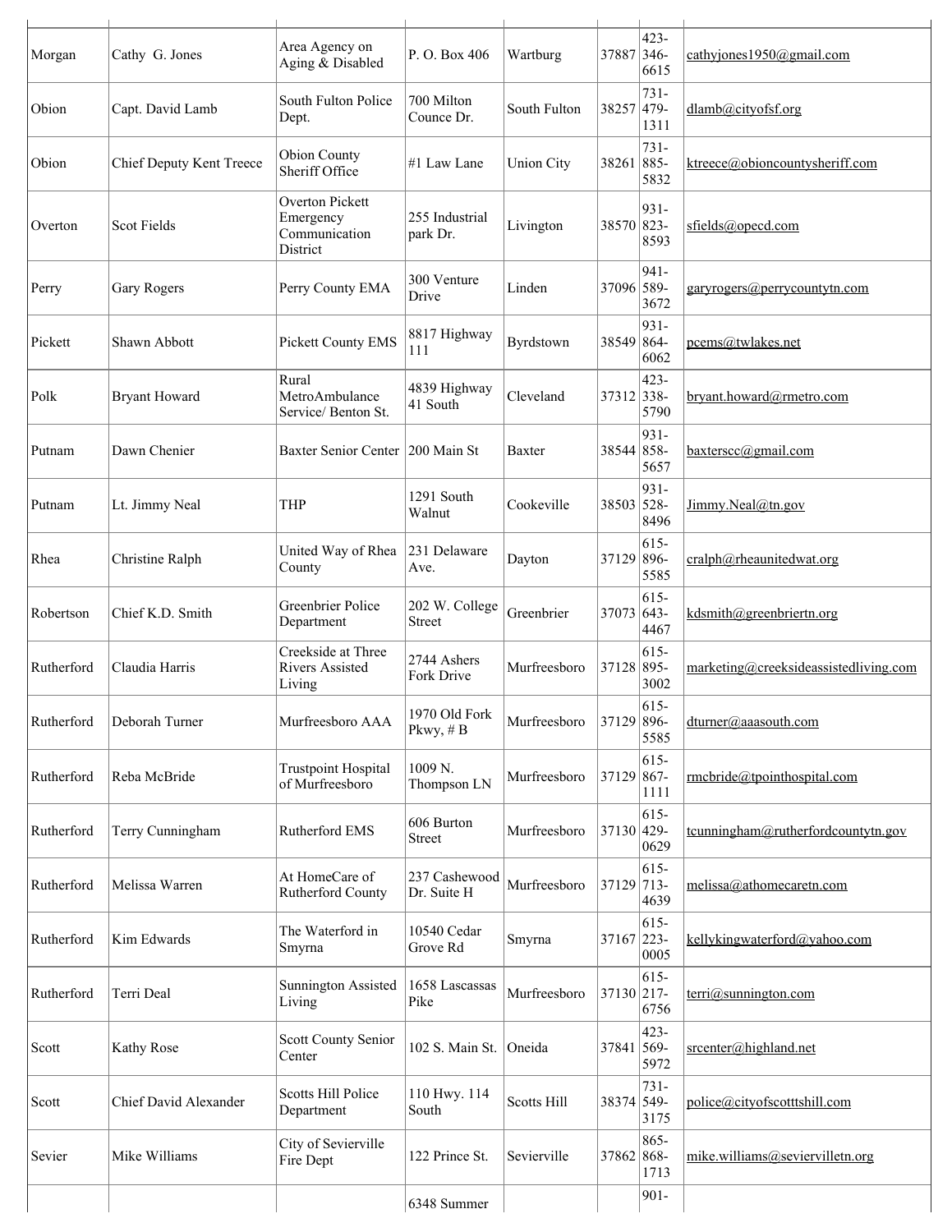| | | | | | | | |
|---|---|---|---|---|---|---|---|
| Morgan | Cathy G. Jones | Area Agency on Aging & Disabled | P. O. Box 406 | Wartburg | 37887 | 423-346-6615 | cathyjones1950@gmail.com |
| Obion | Capt. David Lamb | South Fulton Police Dept. | 700 Milton Counce Dr. | South Fulton | 38257 | 731-479-1311 | dlamb@cityofsf.org |
| Obion | Chief Deputy Kent Treece | Obion County Sheriff Office | #1 Law Lane | Union City | 38261 | 731-885-5832 | ktreece@obioncountysheriff.com |
| Overton | Scot Fields | Overton Pickett Emergency Communication District | 255 Industrial park Dr. | Livington | 38570 | 931-823-8593 | sfields@opecd.com |
| Perry | Gary Rogers | Perry County EMA | 300 Venture Drive | Linden | 37096 | 941-589-3672 | garyrogers@perrycountytn.com |
| Pickett | Shawn Abbott | Pickett County EMS | 8817 Highway 111 | Byrdstown | 38549 | 931-864-6062 | pcems@twlakes.net |
| Polk | Bryant Howard | Rural MetroAmbulance Service/ Benton St. | 4839 Highway 41 South | Cleveland | 37312 | 423-338-5790 | bryant.howard@rmetro.com |
| Putnam | Dawn Chenier | Baxter Senior Center | 200 Main St | Baxter | 38544 | 931-858-5657 | baxterscc@gmail.com |
| Putnam | Lt. Jimmy Neal | THP | 1291 South Walnut | Cookeville | 38503 | 931-528-8496 | Jimmy.Neal@tn.gov |
| Rhea | Christine Ralph | United Way of Rhea County | 231 Delaware Ave. | Dayton | 37129 | 615-896-5585 | cralph@rheaunitedwat.org |
| Robertson | Chief K.D. Smith | Greenbrier Police Department | 202 W. College Street | Greenbrier | 37073 | 615-643-4467 | kdsmith@greenbriertn.org |
| Rutherford | Claudia Harris | Creekside at Three Rivers Assisted Living | 2744 Ashers Fork Drive | Murfreesboro | 37128 | 615-895-3002 | marketing@creeksideassistedliving.com |
| Rutherford | Deborah Turner | Murfreesboro AAA | 1970 Old Fork Pkwy, # B | Murfreesboro | 37129 | 615-896-5585 | dturner@aaasouth.com |
| Rutherford | Reba McBride | Trustpoint Hospital of Murfreesboro | 1009 N. Thompson LN | Murfreesboro | 37129 | 615-867-1111 | rmcbride@tpointhospital.com |
| Rutherford | Terry Cunningham | Rutherford EMS | 606 Burton Street | Murfreesboro | 37130 | 615-429-0629 | tcunningham@rutherfordcountytn.gov |
| Rutherford | Melissa Warren | At HomeCare of Rutherford County | 237 Cashewood Dr. Suite H | Murfreesboro | 37129 | 615-713-4639 | melissa@athomecaretn.com |
| Rutherford | Kim Edwards | The Waterford in Smyrna | 10540 Cedar Grove Rd | Smyrna | 37167 | 615-223-0005 | kellykingwaterford@yahoo.com |
| Rutherford | Terri Deal | Sunnington Assisted Living | 1658 Lascassas Pike | Murfreesboro | 37130 | 615-217-6756 | terri@sunnington.com |
| Scott | Kathy Rose | Scott County Senior Center | 102 S. Main St. | Oneida | 37841 | 423-569-5972 | srcenter@highland.net |
| Scott | Chief David Alexander | Scotts Hill Police Department | 110 Hwy. 114 South | Scotts Hill | 38374 | 731-549-3175 | police@cityofscotttshill.com |
| Sevier | Mike Williams | City of Sevierville Fire Dept | 122 Prince St. | Sevierville | 37862 | 865-868-1713 | mike.williams@seviervilletn.org |
| | | | 6348 Summer | | | 901- | |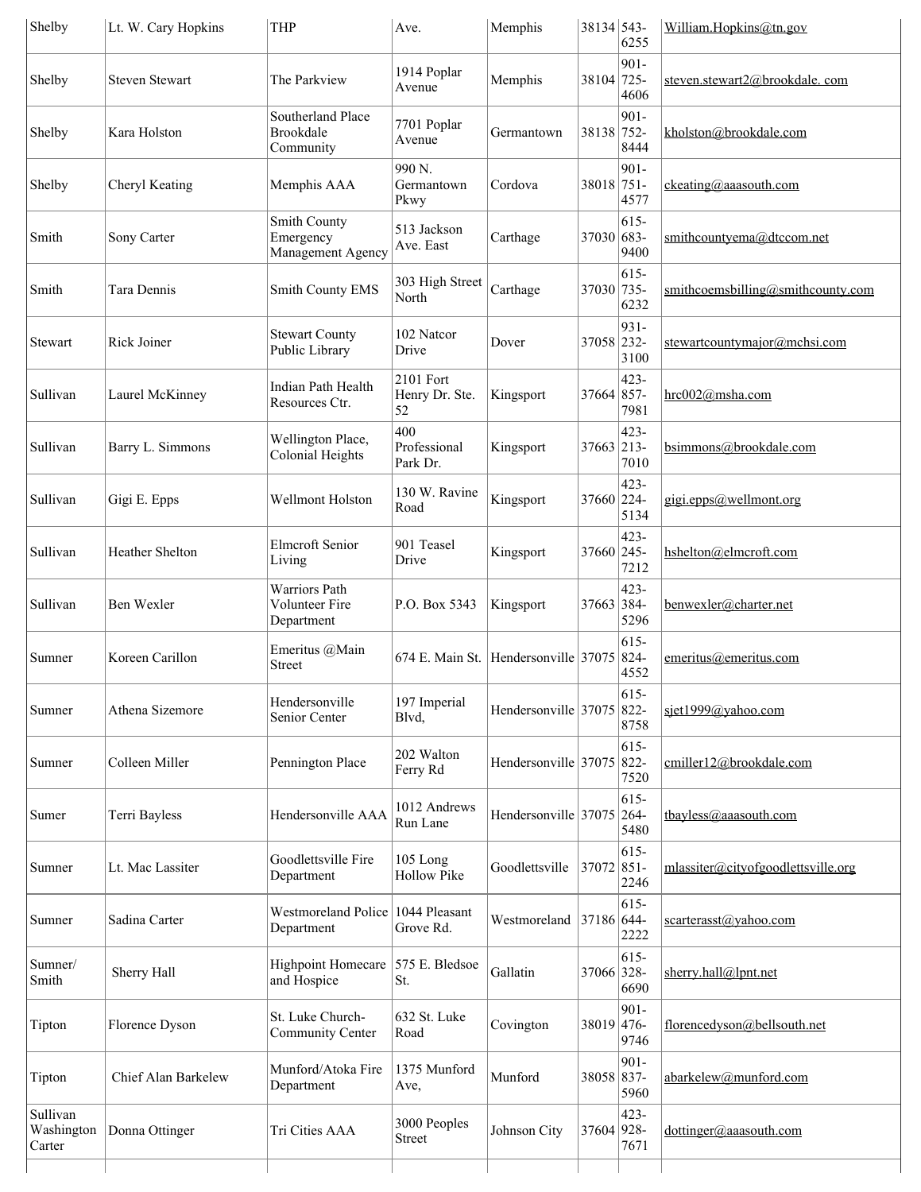| Shelby | Lt. W. Cary Hopkins | THP | Ave. | Memphis | 38134 | 543-6255 | William.Hopkins@tn.gov |
|---|---|---|---|---|---|---|---|
| Shelby | Steven Stewart | The Parkview | 1914 Poplar Avenue | Memphis | 38104 | 901-725-4606 | steven.stewart2@brookdale. com |
| Shelby | Kara Holston | Southerland Place Brookdale Community | 7701 Poplar Avenue | Germantown | 38138 | 901-752-8444 | kholston@brookdale.com |
| Shelby | Cheryl Keating | Memphis AAA | 990 N. Germantown Pkwy | Cordova | 38018 | 901-751-4577 | ckeating@aaasouth.com |
| Smith | Sony Carter | Smith County Emergency Management Agency | 513 Jackson Ave. East | Carthage | 37030 | 615-683-9400 | smithcountyema@dtccom.net |
| Smith | Tara Dennis | Smith County EMS | 303 High Street North | Carthage | 37030 | 615-735-6232 | smithcoemsbilling@smithcounty.com |
| Stewart | Rick Joiner | Stewart County Public Library | 102 Natcor Drive | Dover | 37058 | 931-232-3100 | stewartcountymajor@mchsi.com |
| Sullivan | Laurel McKinney | Indian Path Health Resources Ctr. | 2101 Fort Henry Dr. Ste. 52 | Kingsport | 37664 | 423-857-7981 | hrc002@msha.com |
| Sullivan | Barry L. Simmons | Wellington Place, Colonial Heights | 400 Professional Park Dr. | Kingsport | 37663 | 423-213-7010 | bsimmons@brookdale.com |
| Sullivan | Gigi E. Epps | Wellmont Holston | 130 W. Ravine Road | Kingsport | 37660 | 423-224-5134 | gigi.epps@wellmont.org |
| Sullivan | Heather Shelton | Elmcroft Senior Living | 901 Teasel Drive | Kingsport | 37660 | 423-245-7212 | hshelton@elmcroft.com |
| Sullivan | Ben Wexler | Warriors Path Volunteer Fire Department | P.O. Box 5343 | Kingsport | 37663 | 423-384-5296 | benwexler@charter.net |
| Sumner | Koreen Carillon | Emeritus @Main Street | 674 E. Main St. | Hendersonville | 37075 | 615-824-4552 | emeritus@emeritus.com |
| Sumner | Athena Sizemore | Hendersonville Senior Center | 197 Imperial Blvd, | Hendersonville | 37075 | 615-822-8758 | sjet1999@yahoo.com |
| Sumner | Colleen Miller | Pennington Place | 202 Walton Ferry Rd | Hendersonville | 37075 | 615-822-7520 | cmiller12@brookdale.com |
| Sumer | Terri Bayless | Hendersonville AAA | 1012 Andrews Run Lane | Hendersonville | 37075 | 615-264-5480 | tbayless@aaasouth.com |
| Sumner | Lt. Mac Lassiter | Goodlettsville Fire Department | 105 Long Hollow Pike | Goodlettsville | 37072 | 615-851-2246 | mlassiter@cityofgoodlettsville.org |
| Sumner | Sadina Carter | Westmoreland Police Department | 1044 Pleasant Grove Rd. | Westmoreland | 37186 | 615-644-2222 | scarterasst@yahoo.com |
| Sumner/ Smith | Sherry Hall | Highpoint Homecare and Hospice | 575 E. Bledsoe St. | Gallatin | 37066 | 615-328-6690 | sherry.hall@lpnt.net |
| Tipton | Florence Dyson | St. Luke Church-Community Center | 632 St. Luke Road | Covington | 38019 | 901-476-9746 | florencedyson@bellsouth.net |
| Tipton | Chief Alan Barkelew | Munford/Atoka Fire Department | 1375 Munford Ave, | Munford | 38058 | 901-837-5960 | abarkelew@munford.com |
| Sullivan Washington Carter | Donna Ottinger | Tri Cities AAA | 3000 Peoples Street | Johnson City | 37604 | 423-928-7671 | dottinger@aaasouth.com |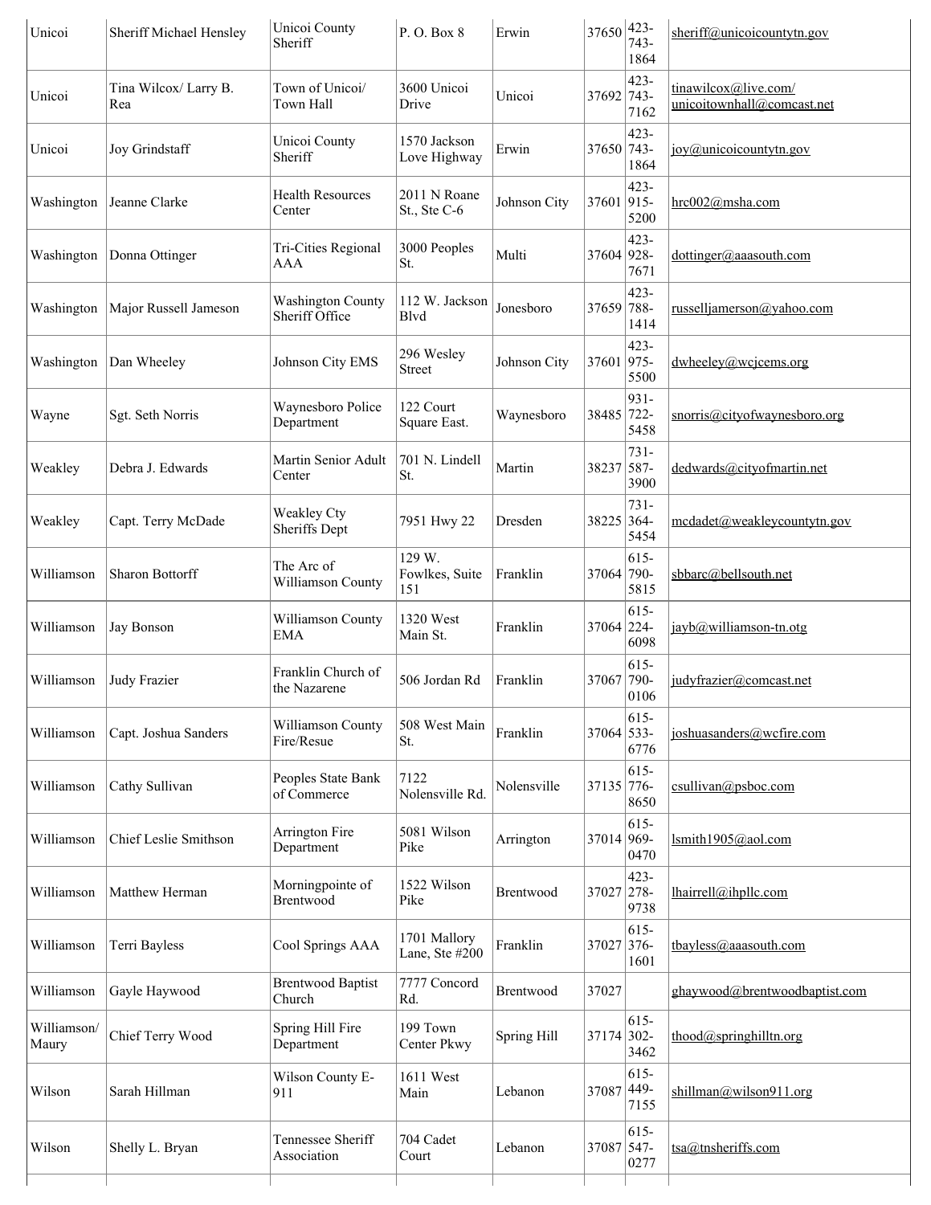| Unicoi | Sheriff Michael Hensley | Unicoi County Sheriff | P. O. Box 8 | Erwin | 37650 | 423-743-1864 | sheriff@unicoicountytn.gov |
|---|---|---|---|---|---|---|---|
| Unicoi | Tina Wilcox/ Larry B. Rea | Town of Unicoi/ Town Hall | 3600 Unicoi Drive | Unicoi | 37692 | 423-743-7162 | tinawilcox@live.com/ unicoitownhall@comcast.net |
| Unicoi | Joy Grindstaff | Unicoi County Sheriff | 1570 Jackson Love Highway | Erwin | 37650 | 423-743-1864 | joy@unicoicountytn.gov |
| Washington | Jeanne Clarke | Health Resources Center | 2011 N Roane St., Ste C-6 | Johnson City | 37601 | 423-915-5200 | hrc002@msha.com |
| Washington | Donna Ottinger | Tri-Cities Regional AAA | 3000 Peoples St. | Multi | 37604 | 423-928-7671 | dottinger@aaasouth.com |
| Washington | Major Russell Jameson | Washington County Sheriff Office | 112 W. Jackson Blvd | Jonesboro | 37659 | 423-788-1414 | russelljamerson@yahoo.com |
| Washington | Dan Wheeley | Johnson City EMS | 296 Wesley Street | Johnson City | 37601 | 423-975-5500 | dwheeley@wcjcems.org |
| Wayne | Sgt. Seth Norris | Waynesboro Police Department | 122 Court Square East. | Waynesboro | 38485 | 931-722-5458 | snorris@cityofwaynesboro.org |
| Weakley | Debra J. Edwards | Martin Senior Adult Center | 701 N. Lindell St. | Martin | 38237 | 731-587-3900 | dedwards@cityofmartin.net |
| Weakley | Capt. Terry McDade | Weakley Cty Sheriffs Dept | 7951 Hwy 22 | Dresden | 38225 | 731-364-5454 | mcdadet@weakleycountytn.gov |
| Williamson | Sharon Bottorff | The Arc of Williamson County | 129 W. Fowlkes, Suite 151 | Franklin | 37064 | 615-790-5815 | sbbarc@bellsouth.net |
| Williamson | Jay Bonson | Williamson County EMA | 1320 West Main St. | Franklin | 37064 | 615-224-6098 | jayb@williamson-tn.otg |
| Williamson | Judy Frazier | Franklin Church of the Nazarene | 506 Jordan Rd | Franklin | 37067 | 615-790-0106 | judyfrazier@comcast.net |
| Williamson | Capt. Joshua Sanders | Williamson County Fire/Resue | 508 West Main St. | Franklin | 37064 | 615-533-6776 | joshuasanders@wcfire.com |
| Williamson | Cathy Sullivan | Peoples State Bank of Commerce | 7122 Nolensville Rd. | Nolensville | 37135 | 615-776-8650 | csullivan@psboc.com |
| Williamson | Chief Leslie Smithson | Arrington Fire Department | 5081 Wilson Pike | Arrington | 37014 | 615-969-0470 | lsmith1905@aol.com |
| Williamson | Matthew Herman | Morningpointe of Brentwood | 1522 Wilson Pike | Brentwood | 37027 | 423-278-9738 | lhairrell@ihpllc.com |
| Williamson | Terri Bayless | Cool Springs AAA | 1701 Mallory Lane, Ste #200 | Franklin | 37027 | 615-376-1601 | tbayless@aaasouth.com |
| Williamson | Gayle Haywood | Brentwood Baptist Church | 7777 Concord Rd. | Brentwood | 37027 | | ghaywood@brentwoodbaptist.com |
| Williamson/ Maury | Chief Terry Wood | Spring Hill Fire Department | 199 Town Center Pkwy | Spring Hill | 37174 | 615-302-3462 | thood@springhilltn.org |
| Wilson | Sarah Hillman | Wilson County E-911 | 1611 West Main | Lebanon | 37087 | 615-449-7155 | shillman@wilson911.org |
| Wilson | Shelly L. Bryan | Tennessee Sheriff Association | 704 Cadet Court | Lebanon | 37087 | 615-547-0277 | tsa@tnsheriffs.com |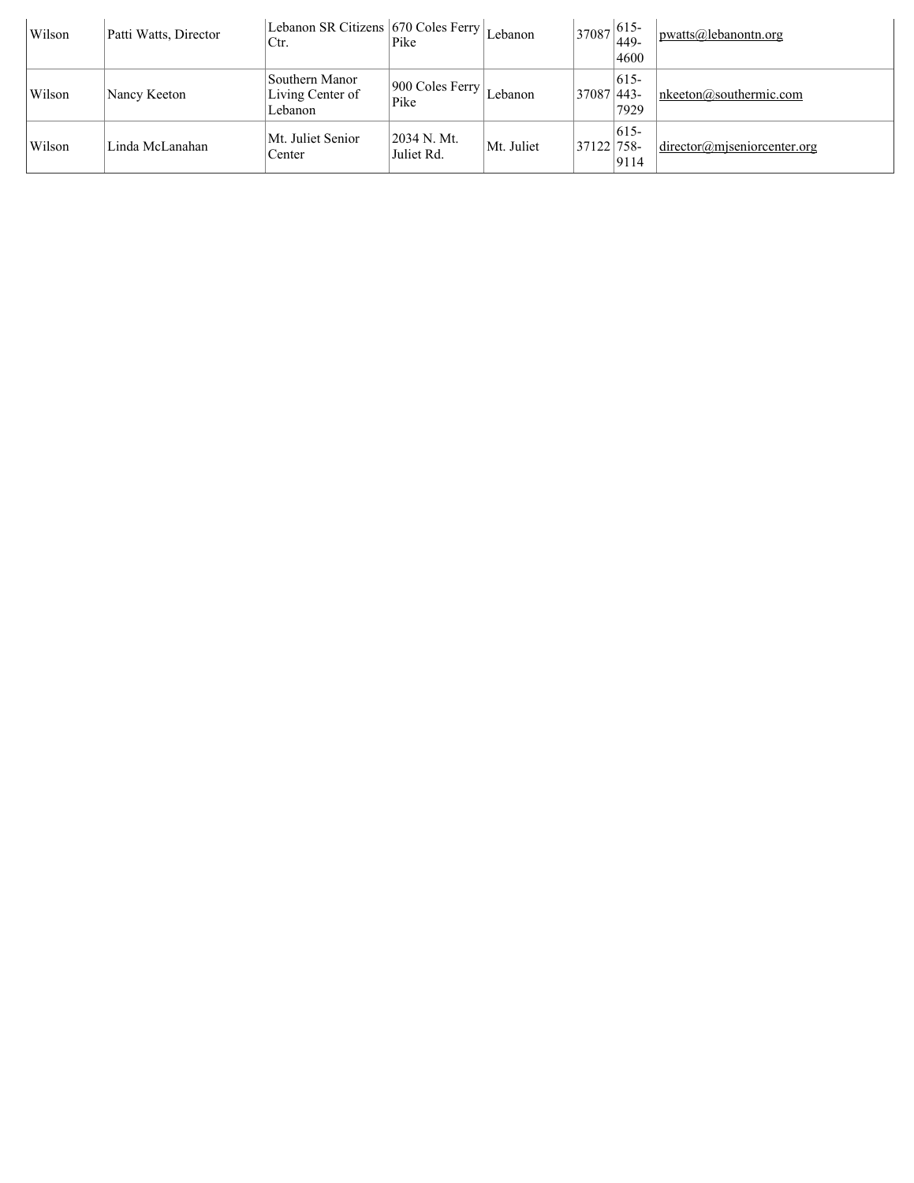| | | | | | | | |
|---|---|---|---|---|---|---|---|
| Wilson | Patti Watts, Director | Lebanon SR Citizens Ctr. | 670 Coles Ferry Pike | Lebanon | 37087 | 615-449-4600 | pwatts@lebanontn.org |
| Wilson | Nancy Keeton | Southern Manor Living Center of Lebanon | 900 Coles Ferry Pike | Lebanon | 37087 | 615-443-7929 | nkeeton@southermic.com |
| Wilson | Linda McLanahan | Mt. Juliet Senior Center | 2034 N. Mt. Juliet Rd. | Mt. Juliet | 37122 | 615-758-9114 | director@mjseniorcenter.org |